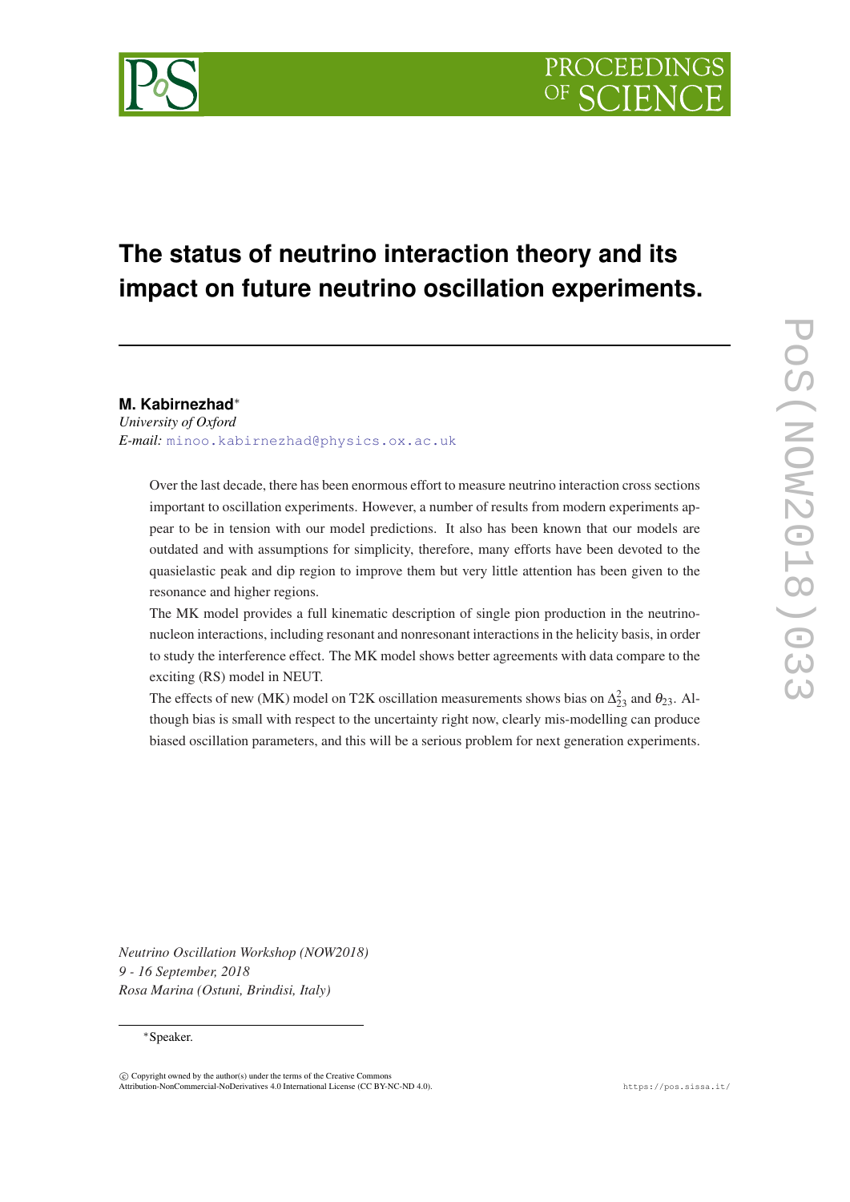# The status of neutrino interaction theory and its impact on future neutrino oscillation experiments.

**M. Kabirnezhad***
*University of Oxford*
*E-mail:* minoo.kabirnezhad@physics.ox.ac.uk

Over the last decade, there has been enormous effort to measure neutrino interaction cross sections important to oscillation experiments. However, a number of results from modern experiments appear to be in tension with our model predictions. It also has been known that our models are outdated and with assumptions for simplicity, therefore, many efforts have been devoted to the quasielastic peak and dip region to improve them but very little attention has been given to the resonance and higher regions.

The MK model provides a full kinematic description of single pion production in the neutrino-nucleon interactions, including resonant and nonresonant interactions in the helicity basis, in order to study the interference effect. The MK model shows better agreements with data compare to the exciting (RS) model in NEUT.

The effects of new (MK) model on T2K oscillation measurements shows bias on $\Delta^2_{23}$ and $\theta_{23}$. Although bias is small with respect to the uncertainty right now, clearly mis-modelling can produce biased oscillation parameters, and this will be a serious problem for next generation experiments.

*Neutrino Oscillation Workshop (NOW2018)*
*9 - 16 September, 2018*
*Rosa Marina (Ostuni, Brindisi, Italy)*

*Speaker.

© Copyright owned by the author(s) under the terms of the Creative Commons Attribution-NonCommercial-NoDerivatives 4.0 International License (CC BY-NC-ND 4.0).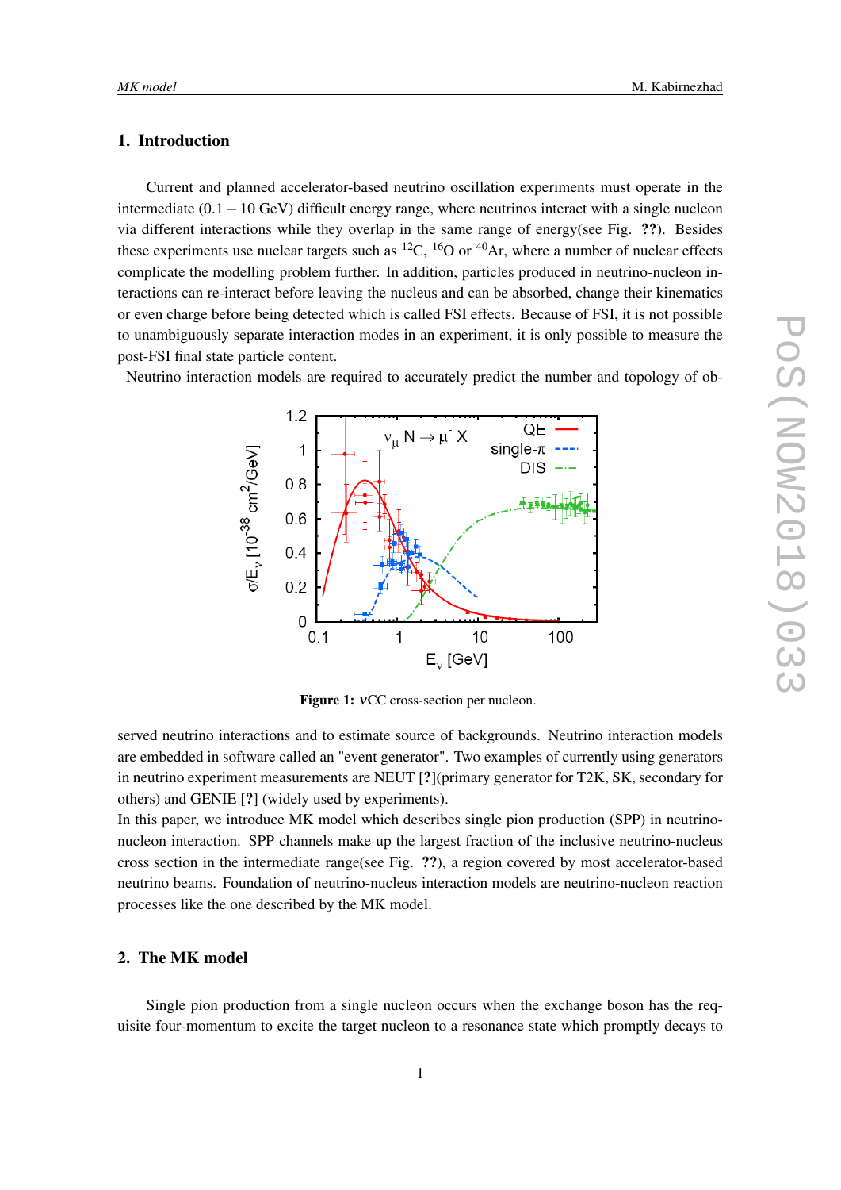## 1. Introduction

Current and planned accelerator-based neutrino oscillation experiments must operate in the intermediate (0.1 – 10 GeV) difficult energy range, where neutrinos interact with a single nucleon via different interactions while they overlap in the same range of energy(see Fig. ??). Besides these experiments use nuclear targets such as $^{12}$C, $^{16}$O or $^{40}$Ar, where a number of nuclear effects complicate the modelling problem further. In addition, particles produced in neutrino-nucleon interactions can re-interact before leaving the nucleus and can be absorbed, change their kinematics or even charge before being detected which is called FSI effects. Because of FSI, it is not possible to unambiguously separate interaction modes in an experiment, it is only possible to measure the post-FSI final state particle content.

Neutrino interaction models are required to accurately predict the number and topology of observed neutrino interactions and to estimate source of backgrounds. Neutrino interaction models are embedded in software called an "event generator". Two examples of currently using generators in neutrino experiment measurements are NEUT [?](primary generator for T2K, SK, secondary for others) and GENIE [?] (widely used by experiments).

**Figure 1:** $\nu$CC cross-section per nucleon.

In this paper, we introduce MK model which describes single pion production (SPP) in neutrino-nucleon interaction. SPP channels make up the largest fraction of the inclusive neutrino-nucleus cross section in the intermediate range(see Fig. ??), a region covered by most accelerator-based neutrino beams. Foundation of neutrino-nucleus interaction models are neutrino-nucleon reaction processes like the one described by the MK model.

## 2. The MK model

Single pion production from a single nucleon occurs when the exchange boson has the requisite four-momentum to excite the target nucleon to a resonance state which promptly decays to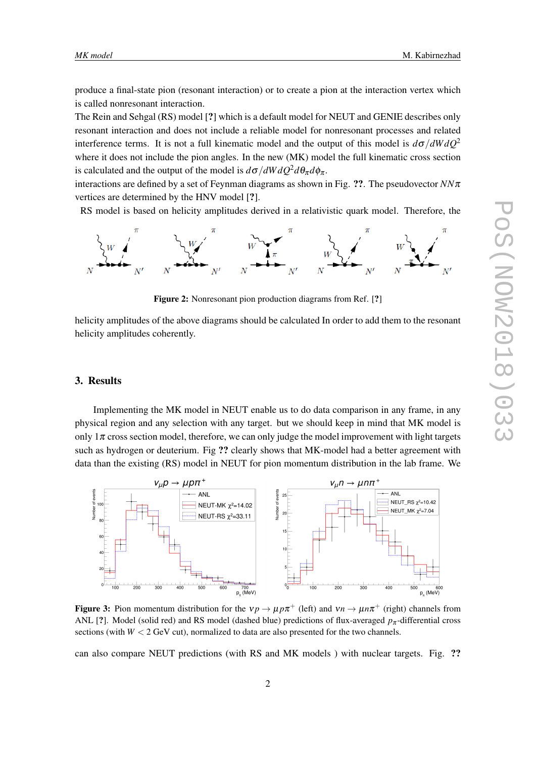produce a final-state pion (resonant interaction) or to create a pion at the interaction vertex which is called nonresonant interaction.
The Rein and Sehgal (RS) model [?] which is a default model for NEUT and GENIE describes only resonant interaction and does not include a reliable model for nonresonant processes and related interference terms. It is not a full kinematic model and the output of this model is $d\sigma/dWdQ^2$ where it does not include the pion angles. In the new (MK) model the full kinematic cross section is calculated and the output of the model is $d\sigma/dWdQ^2d\theta_\pi d\phi_\pi$.
interactions are defined by a set of Feynman diagrams as shown in Fig. **??**. The pseudovector $NN\pi$ vertices are determined by the HNV model [?].
RS model is based on helicity amplitudes derived in a relativistic quark model. Therefore, the

**Figure 2:** Nonresonant pion production diagrams from Ref. [?]

helicity amplitudes of the above diagrams should be calculated In order to add them to the resonant helicity amplitudes coherently.

## 3. Results

Implementing the MK model in NEUT enable us to do data comparison in any frame, in any physical region and any selection with any target. but we should keep in mind that MK model is only $1\pi$ cross section model, therefore, we can only judge the model improvement with light targets such as hydrogen or deuterium. Fig **??** clearly shows that MK-model had a better agreement with data than the existing (RS) model in NEUT for pion momentum distribution in the lab frame. We

**Figure 3:** Pion momentum distribution for the $\nu p \to \mu p \pi^+$ (left) and $\nu n \to \mu n \pi^+$ (right) channels from ANL [?]. Model (solid red) and RS model (dashed blue) predictions of flux-averaged $p_\pi$-differential cross sections (with $W < 2$ GeV cut), normalized to data are also presented for the two channels.

can also compare NEUT predictions (with RS and MK models ) with nuclear targets. Fig. **??**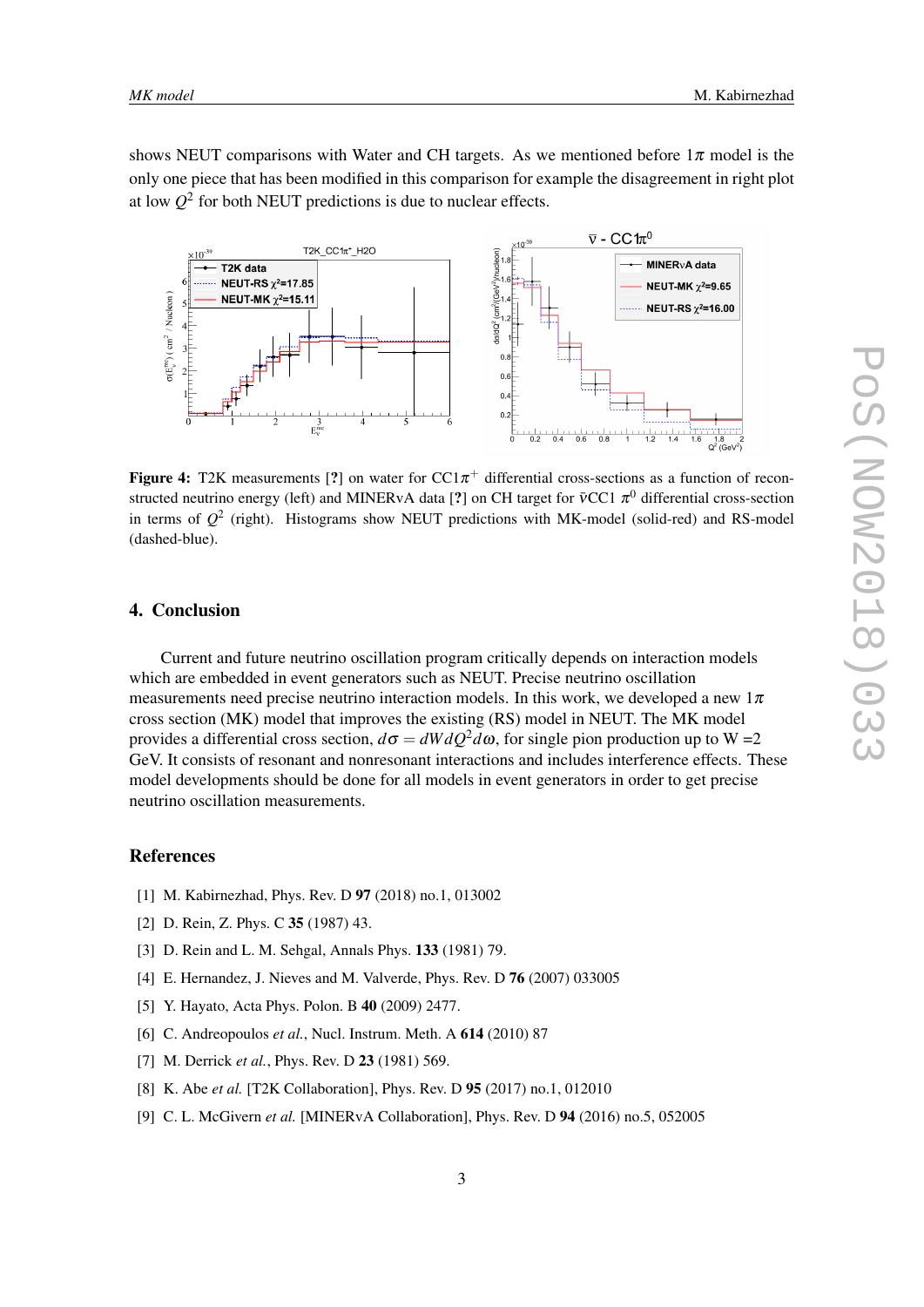shows NEUT comparisons with Water and CH targets. As we mentioned before $1\pi$ model is the only one piece that has been modified in this comparison for example the disagreement in right plot at low $Q^2$ for both NEUT predictions is due to nuclear effects.

T2K_CC1π⁺_H2O

T2K data
NEUT-RS $\chi^2$=17.85
NEUT-MK $\chi^2$=15.11

$\bar{\nu}$ - CC1$\pi^0$

MINERvA data
NEUT-MK $\chi^2$=9.65
NEUT-RS $\chi^2$=16.00

**Figure 4:** T2K measurements [?] on water for CC1$\pi^+$ differential cross-sections as a function of reconstructed neutrino energy (left) and MINERvA data [?] on CH target for $\bar{\nu}$CC1 $\pi^0$ differential cross-section in terms of $Q^2$ (right). Histograms show NEUT predictions with MK-model (solid-red) and RS-model (dashed-blue).

## 4. Conclusion

Current and future neutrino oscillation program critically depends on interaction models which are embedded in event generators such as NEUT. Precise neutrino oscillation measurements need precise neutrino interaction models. In this work, we developed a new $1\pi$ cross section (MK) model that improves the existing (RS) model in NEUT. The MK model provides a differential cross section, $d\sigma = dWdQ^2d\omega$, for single pion production up to W =2 GeV. It consists of resonant and nonresonant interactions and includes interference effects. These model developments should be done for all models in event generators in order to get precise neutrino oscillation measurements.

## References

[1] M. Kabirnezhad, Phys. Rev. D **97** (2018) no.1, 013002

[2] D. Rein, Z. Phys. C **35** (1987) 43.

[3] D. Rein and L. M. Sehgal, Annals Phys. **133** (1981) 79.

[4] E. Hernandez, J. Nieves and M. Valverde, Phys. Rev. D **76** (2007) 033005

[5] Y. Hayato, Acta Phys. Polon. B **40** (2009) 2477.

[6] C. Andreopoulos *et al.*, Nucl. Instrum. Meth. A **614** (2010) 87

[7] M. Derrick *et al.*, Phys. Rev. D **23** (1981) 569.

[8] K. Abe *et al.* [T2K Collaboration], Phys. Rev. D **95** (2017) no.1, 012010

[9] C. L. McGivern *et al.* [MINERvA Collaboration], Phys. Rev. D **94** (2016) no.5, 052005